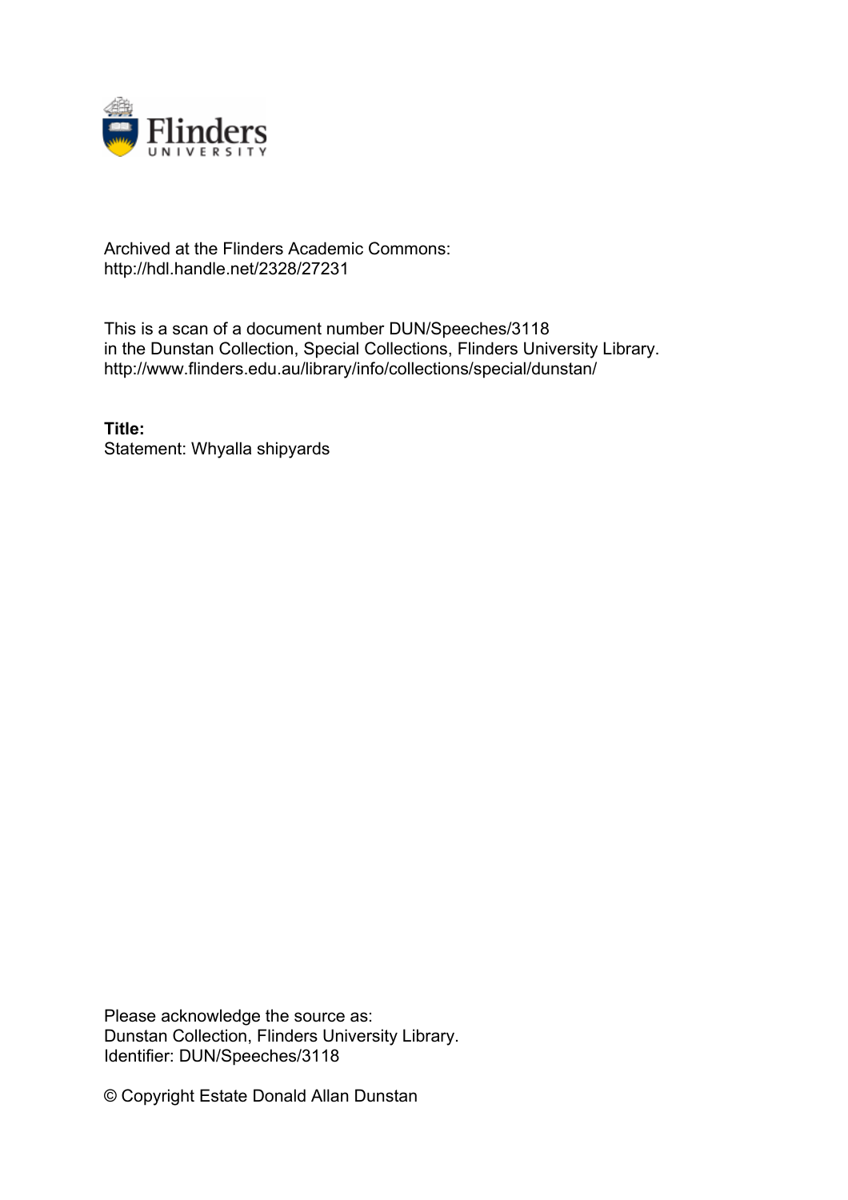Archived at the Flinders Academic Commons:
http://hdl.handle.net/2328/27231

This is a scan of a document number DUN/Speeches/3118
in the Dunstan Collection, Special Collections, Flinders University Library.
http://www.flinders.edu.au/library/info/collections/special/dunstan/

**Title:**
Statement: Whyalla shipyards

Please acknowledge the source as:
Dunstan Collection, Flinders University Library.
Identifier: DUN/Speeches/3118

© Copyright Estate Donald Allan Dunstan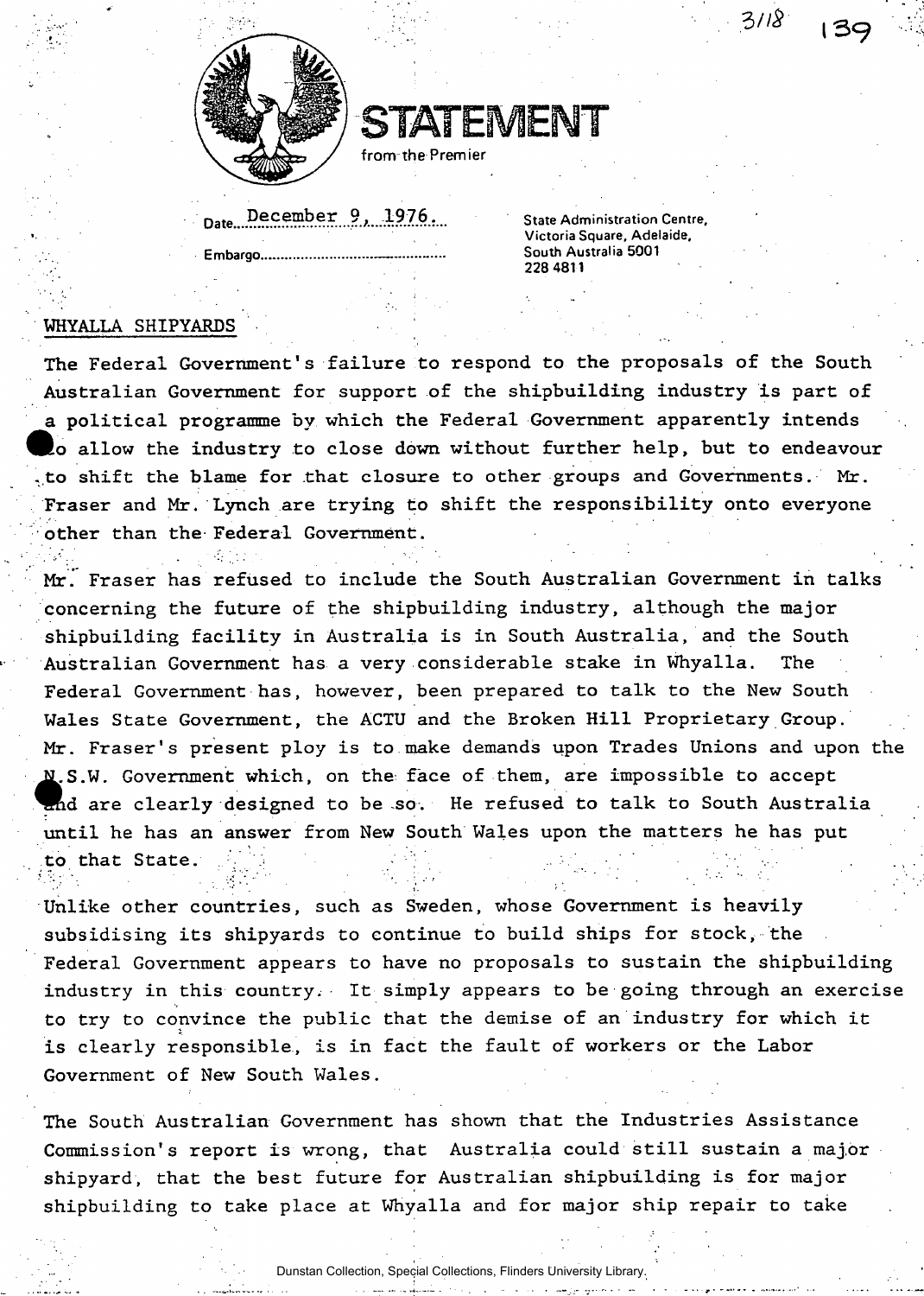# STATEMENT

from the Premier

Date: December 9, 1976.

Embargo...

State Administration Centre,
Victoria Square, Adelaide,
South Australia 5001
228 4811

## WHYALLA SHIPYARDS

The Federal Government's failure to respond to the proposals of the South Australian Government for support of the shipbuilding industry is part of a political programme by which the Federal Government apparently intends to allow the industry to close down without further help, but to endeavour to shift the blame for that closure to other groups and Governments. Mr. Fraser and Mr. Lynch are trying to shift the responsibility onto everyone other than the Federal Government.

Mr. Fraser has refused to include the South Australian Government in talks concerning the future of the shipbuilding industry, although the major shipbuilding facility in Australia is in South Australia, and the South Australian Government has a very considerable stake in Whyalla. The Federal Government has, however, been prepared to talk to the New South Wales State Government, the ACTU and the Broken Hill Proprietary Group. Mr. Fraser's present ploy is to make demands upon Trades Unions and upon the N.S.W. Government which, on the face of them, are impossible to accept and are clearly designed to be so. He refused to talk to South Australia until he has an answer from New South Wales upon the matters he has put to that State.

Unlike other countries, such as Sweden, whose Government is heavily subsidising its shipyards to continue to build ships for stock, the Federal Government appears to have no proposals to sustain the shipbuilding industry in this country. It simply appears to be going through an exercise to try to convince the public that the demise of an industry for which it is clearly responsible, is in fact the fault of workers or the Labor Government of New South Wales.

The South Australian Government has shown that the Industries Assistance Commission's report is wrong, that Australia could still sustain a major shipyard, that the best future for Australian shipbuilding is for major shipbuilding to take place at Whyalla and for major ship repair to take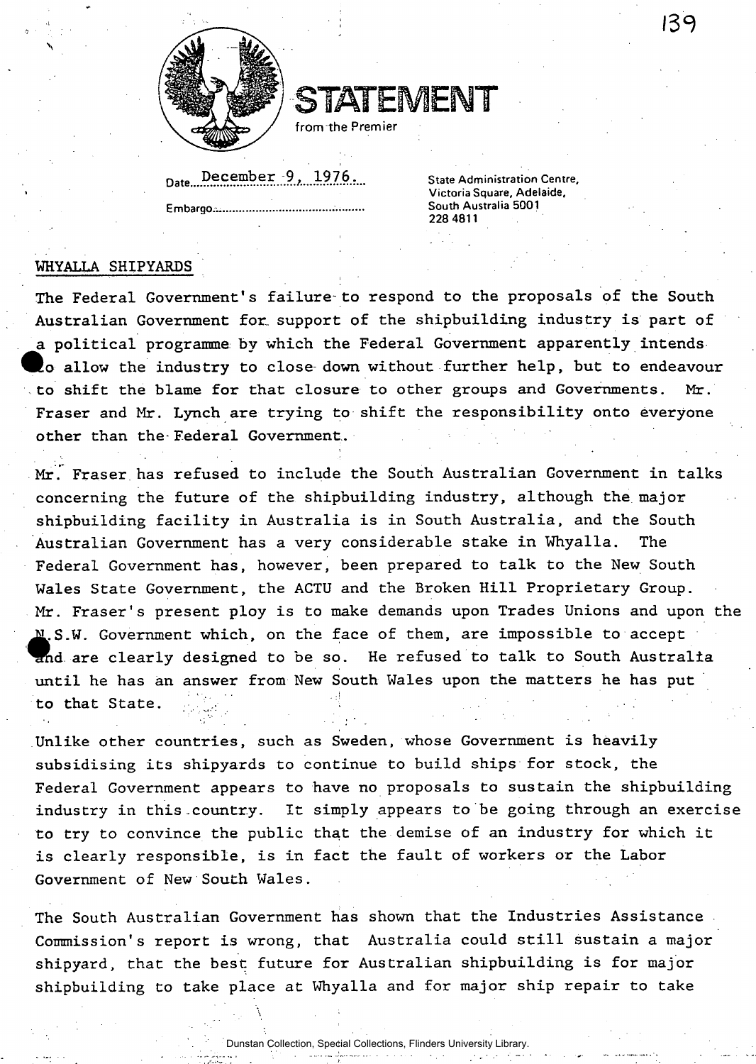# STATEMENT

from the Premier

Date December 9, 1976.

Embargo..............................................

State Administration Centre,
Victoria Square, Adelaide,
South Australia 5001
228 4811

## WHYALLA SHIPYARDS

The Federal Government's failure to respond to the proposals of the South Australian Government for support of the shipbuilding industry is part of a political programme by which the Federal Government apparently intends to allow the industry to close down without further help, but to endeavour to shift the blame for that closure to other groups and Governments. Mr. Fraser and Mr. Lynch are trying to shift the responsibility onto everyone other than the Federal Government.

Mr. Fraser has refused to include the South Australian Government in talks concerning the future of the shipbuilding industry, although the major shipbuilding facility in Australia is in South Australia, and the South Australian Government has a very considerable stake in Whyalla. The Federal Government has, however, been prepared to talk to the New South Wales State Government, the ACTU and the Broken Hill Proprietary Group. Mr. Fraser's present ploy is to make demands upon Trades Unions and upon the N.S.W. Government which, on the face of them, are impossible to accept and are clearly designed to be so. He refused to talk to South Australia until he has an answer from New South Wales upon the matters he has put to that State.

Unlike other countries, such as Sweden, whose Government is heavily subsidising its shipyards to continue to build ships for stock, the Federal Government appears to have no proposals to sustain the shipbuilding industry in this country. It simply appears to be going through an exercise to try to convince the public that the demise of an industry for which it is clearly responsible, is in fact the fault of workers or the Labor Government of New South Wales.

The South Australian Government has shown that the Industries Assistance Commission's report is wrong, that Australia could still sustain a major shipyard, that the best future for Australian shipbuilding is for major shipbuilding to take place at Whyalla and for major ship repair to take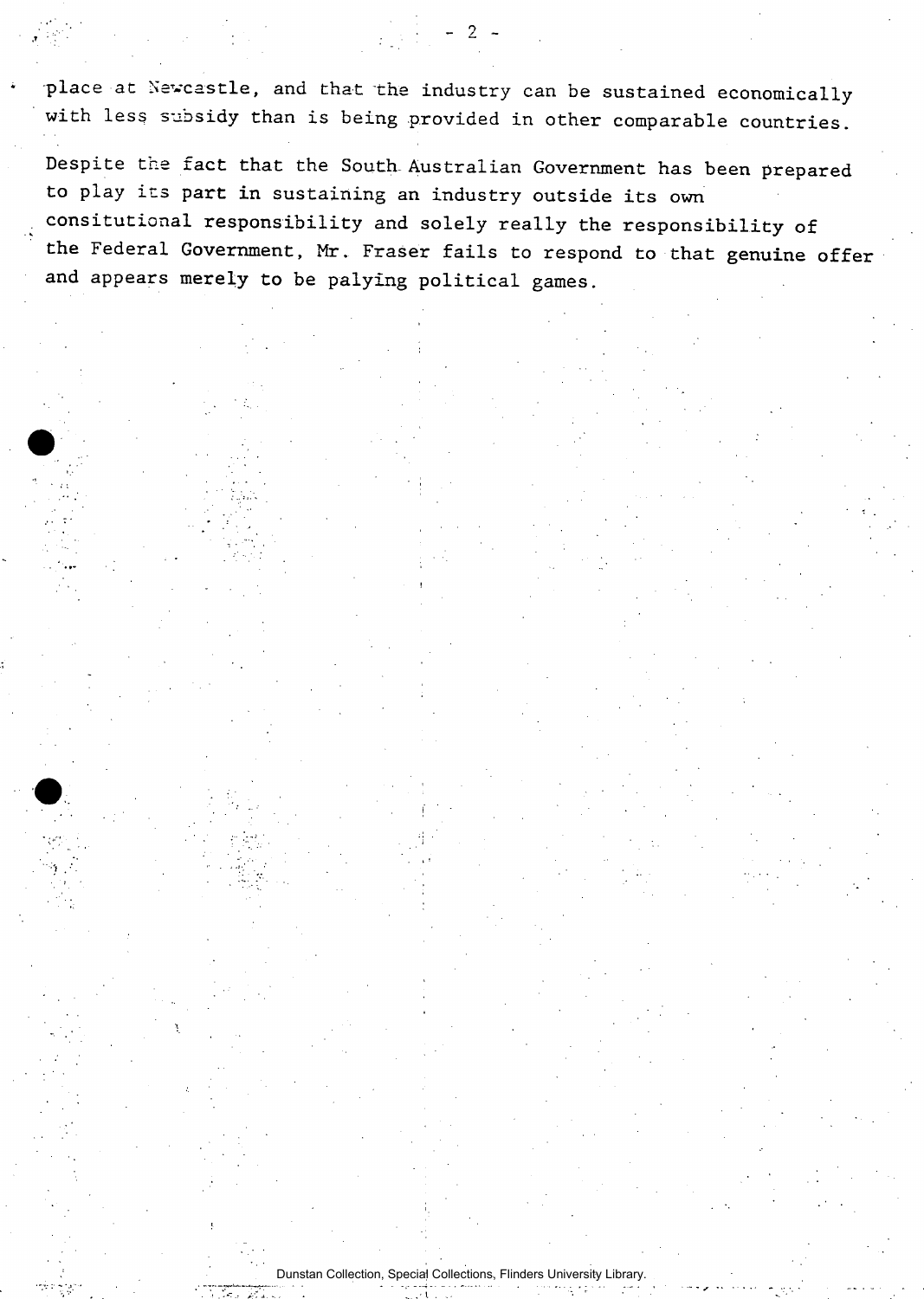place at Newcastle, and that the industry can be sustained economically with less subsidy than is being provided in other comparable countries.

Despite the fact that the South Australian Government has been prepared to play its part in sustaining an industry outside its own consitutional responsibility and solely really the responsibility of the Federal Government, Mr. Fraser fails to respond to that genuine offer and appears merely to be palying political games.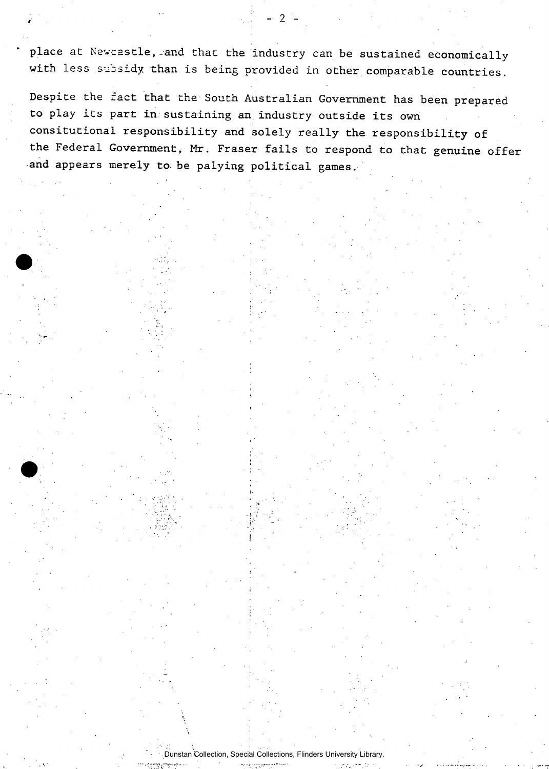place at Newcastle, and that the industry can be sustained economically with less subsidy than is being provided in other comparable countries.

Despite the fact that the South Australian Government has been prepared to play its part in sustaining an industry outside its own consitutional responsibility and solely really the responsibility of the Federal Government, Mr. Fraser fails to respond to that genuine offer and appears merely to be palying political games.

Dunstan Collection, Special Collections, Flinders University Library.